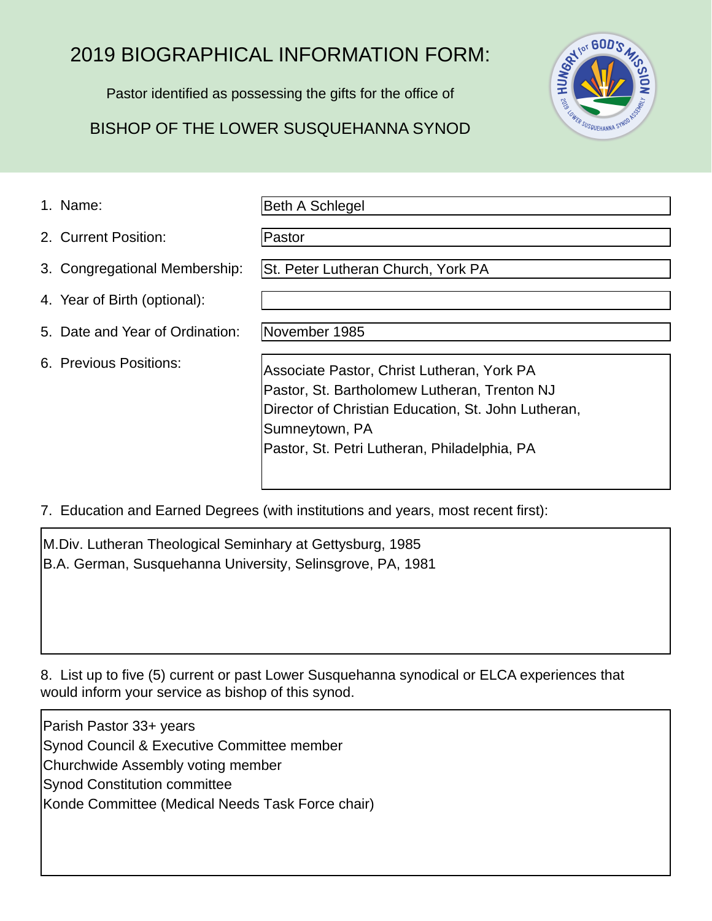# 2019 BIOGRAPHICAL INFORMATION FORM:

Pastor identified as possessing the gifts for the office of

BISHOP OF THE LOWER SUSQUEHANNA SYNOD

1. Name: Beth A Schlegel
2. Current Position: Pastor
3. Congregational Membership: St. Peter Lutheran Church, York PA
4. Year of Birth (optional):
5. Date and Year of Ordination: November 1985
6. Previous Positions:

   Associate Pastor, Christ Lutheran, York PA
   Pastor, St. Bartholomew Lutheran, Trenton NJ
   Director of Christian Education, St. John Lutheran, Sumneytown, PA
   Pastor, St. Petri Lutheran, Philadelphia, PA

7. Education and Earned Degrees (with institutions and years, most recent first):

   M.Div. Lutheran Theological Seminhary at Gettysburg, 1985
   B.A. German, Susquehanna University, Selinsgrove, PA, 1981

8. List up to five (5) current or past Lower Susquehanna synodical or ELCA experiences that would inform your service as bishop of this synod.

   Parish Pastor 33+ years
   Synod Council & Executive Committee member
   Churchwide Assembly voting member
   Synod Constitution committee
   Konde Committee (Medical Needs Task Force chair)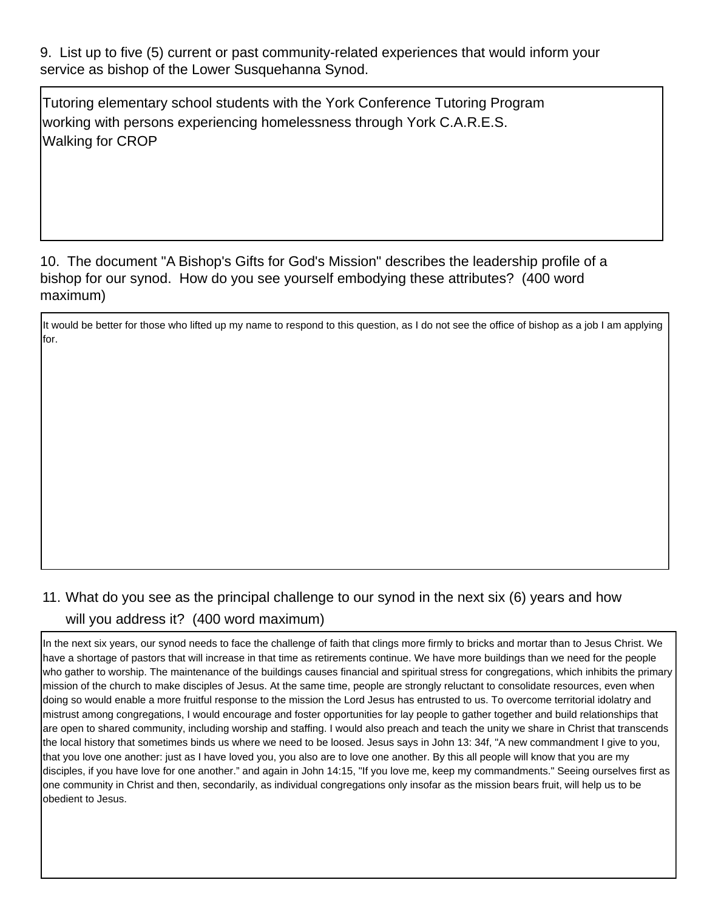9. List up to five (5) current or past community-related experiences that would inform your service as bishop of the Lower Susquehanna Synod.

Tutoring elementary school students with the York Conference Tutoring Program
working with persons experiencing homelessness through York C.A.R.E.S.
Walking for CROP

10. The document "A Bishop's Gifts for God's Mission" describes the leadership profile of a bishop for our synod. How do you see yourself embodying these attributes? (400 word maximum)

It would be better for those who lifted up my name to respond to this question, as I do not see the office of bishop as a job I am applying for.

11. What do you see as the principal challenge to our synod in the next six (6) years and how will you address it? (400 word maximum)

In the next six years, our synod needs to face the challenge of faith that clings more firmly to bricks and mortar than to Jesus Christ. We have a shortage of pastors that will increase in that time as retirements continue. We have more buildings than we need for the people who gather to worship. The maintenance of the buildings causes financial and spiritual stress for congregations, which inhibits the primary mission of the church to make disciples of Jesus. At the same time, people are strongly reluctant to consolidate resources, even when doing so would enable a more fruitful response to the mission the Lord Jesus has entrusted to us. To overcome territorial idolatry and mistrust among congregations, I would encourage and foster opportunities for lay people to gather together and build relationships that are open to shared community, including worship and staffing. I would also preach and teach the unity we share in Christ that transcends the local history that sometimes binds us where we need to be loosed. Jesus says in John 13: 34f, "A new commandment I give to you, that you love one another: just as I have loved you, you also are to love one another. By this all people will know that you are my disciples, if you have love for one another." and again in John 14:15, "If you love me, keep my commandments." Seeing ourselves first as one community in Christ and then, secondarily, as individual congregations only insofar as the mission bears fruit, will help us to be obedient to Jesus.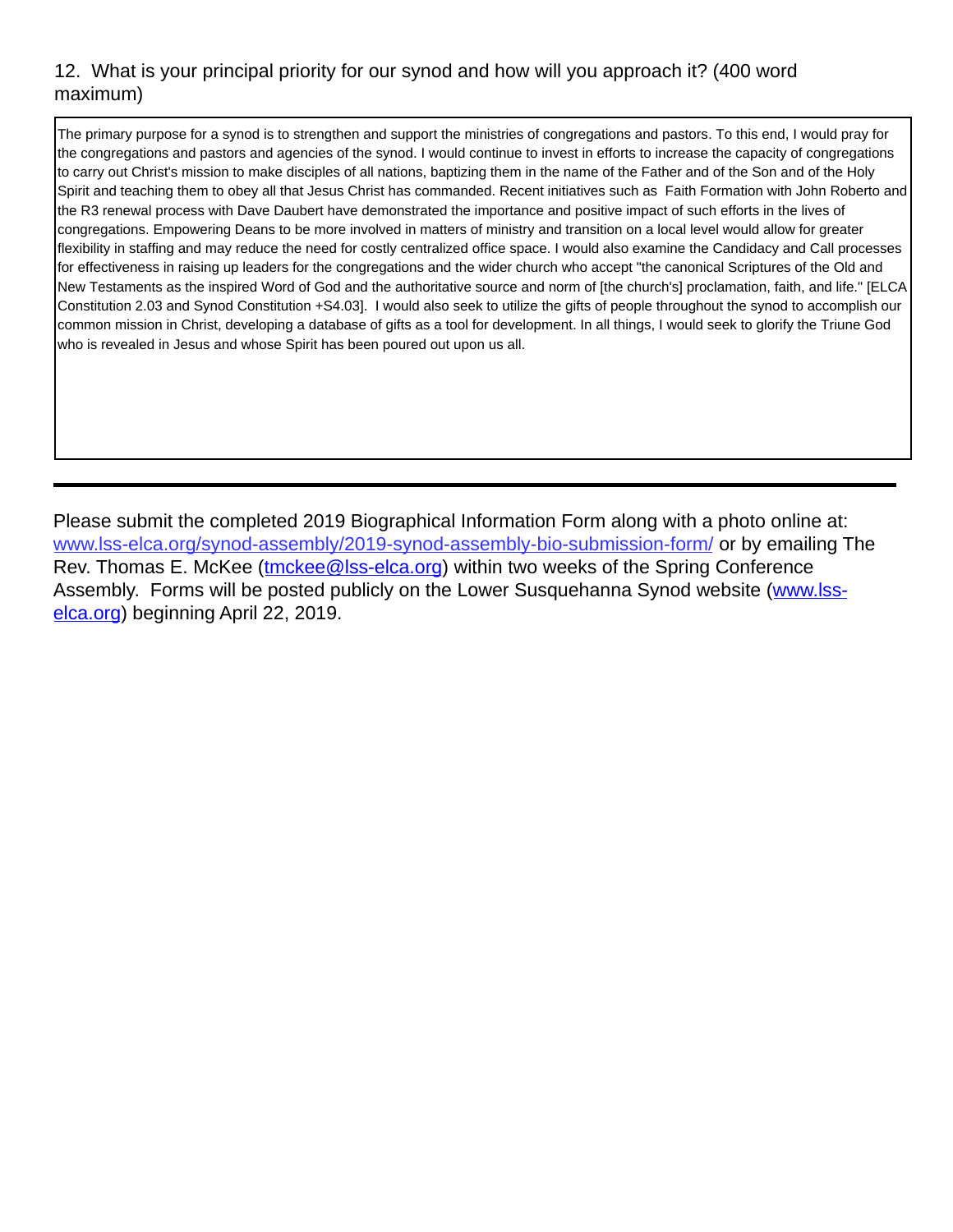12. What is your principal priority for our synod and how will you approach it? (400 word maximum)

The primary purpose for a synod is to strengthen and support the ministries of congregations and pastors. To this end, I would pray for the congregations and pastors and agencies of the synod. I would continue to invest in efforts to increase the capacity of congregations to carry out Christ's mission to make disciples of all nations, baptizing them in the name of the Father and of the Son and of the Holy Spirit and teaching them to obey all that Jesus Christ has commanded. Recent initiatives such as Faith Formation with John Roberto and the R3 renewal process with Dave Daubert have demonstrated the importance and positive impact of such efforts in the lives of congregations. Empowering Deans to be more involved in matters of ministry and transition on a local level would allow for greater flexibility in staffing and may reduce the need for costly centralized office space. I would also examine the Candidacy and Call processes for effectiveness in raising up leaders for the congregations and the wider church who accept "the canonical Scriptures of the Old and New Testaments as the inspired Word of God and the authoritative source and norm of [the church's] proclamation, faith, and life." [ELCA Constitution 2.03 and Synod Constitution +S4.03]. I would also seek to utilize the gifts of people throughout the synod to accomplish our common mission in Christ, developing a database of gifts as a tool for development. In all things, I would seek to glorify the Triune God who is revealed in Jesus and whose Spirit has been poured out upon us all.

---

Please submit the completed 2019 Biographical Information Form along with a photo online at: [www.lss-elca.org/synod-assembly/2019-synod-assembly-bio-submission-form/](www.lss-elca.org/synod-assembly/2019-synod-assembly-bio-submission-form/) or by emailing The Rev. Thomas E. McKee ([tmckee@lss-elca.org](mailto:tmckee@lss-elca.org)) within two weeks of the Spring Conference Assembly. Forms will be posted publicly on the Lower Susquehanna Synod website ([www.lss-elca.org](www.lss-elca.org)) beginning April 22, 2019.